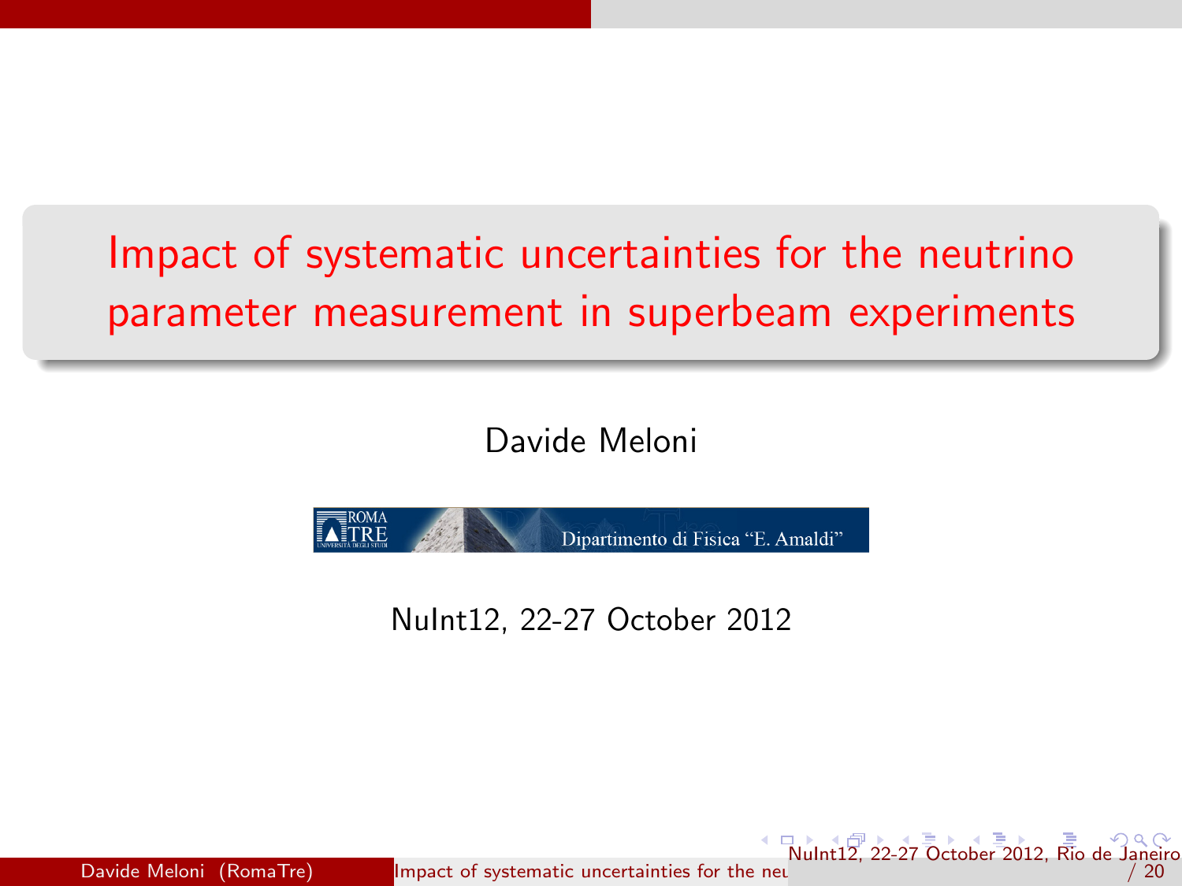# Impact of systematic uncertainties for the neutrino parameter measurement in superbeam experiments

Davide Meloni

ROMA TRE
UNIVERSITÀ DEGLI STUDI

Dipartimento di Fisica "E. Amaldi"

NuInt12, 22-27 October 2012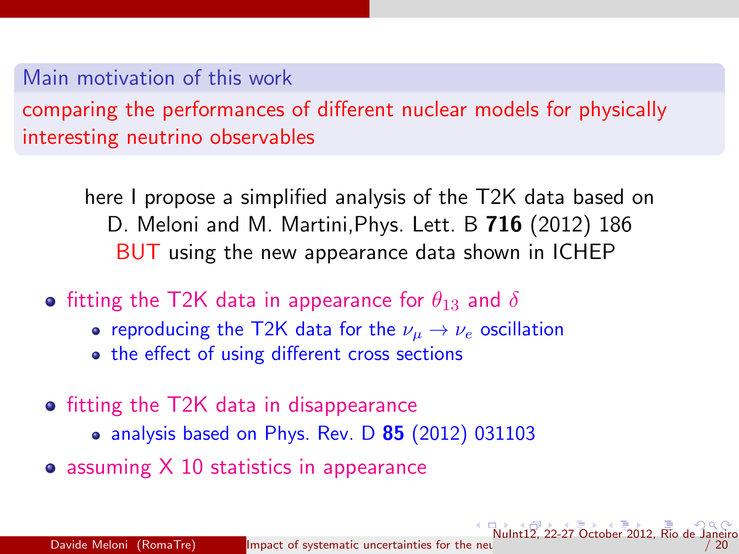## Main motivation of this work

comparing the performances of different nuclear models for physically interesting neutrino observables

here I propose a simplified analysis of the T2K data based on D. Meloni and M. Martini,Phys. Lett. B **716** (2012) 186 BUT using the new appearance data shown in ICHEP

- fitting the T2K data in appearance for $\theta_{13}$ and $\delta$
  - reproducing the T2K data for the $\nu_\mu \to \nu_e$ oscillation
  - the effect of using different cross sections
- fitting the T2K data in disappearance
  - analysis based on Phys. Rev. D **85** (2012) 031103
- assuming X 10 statistics in appearance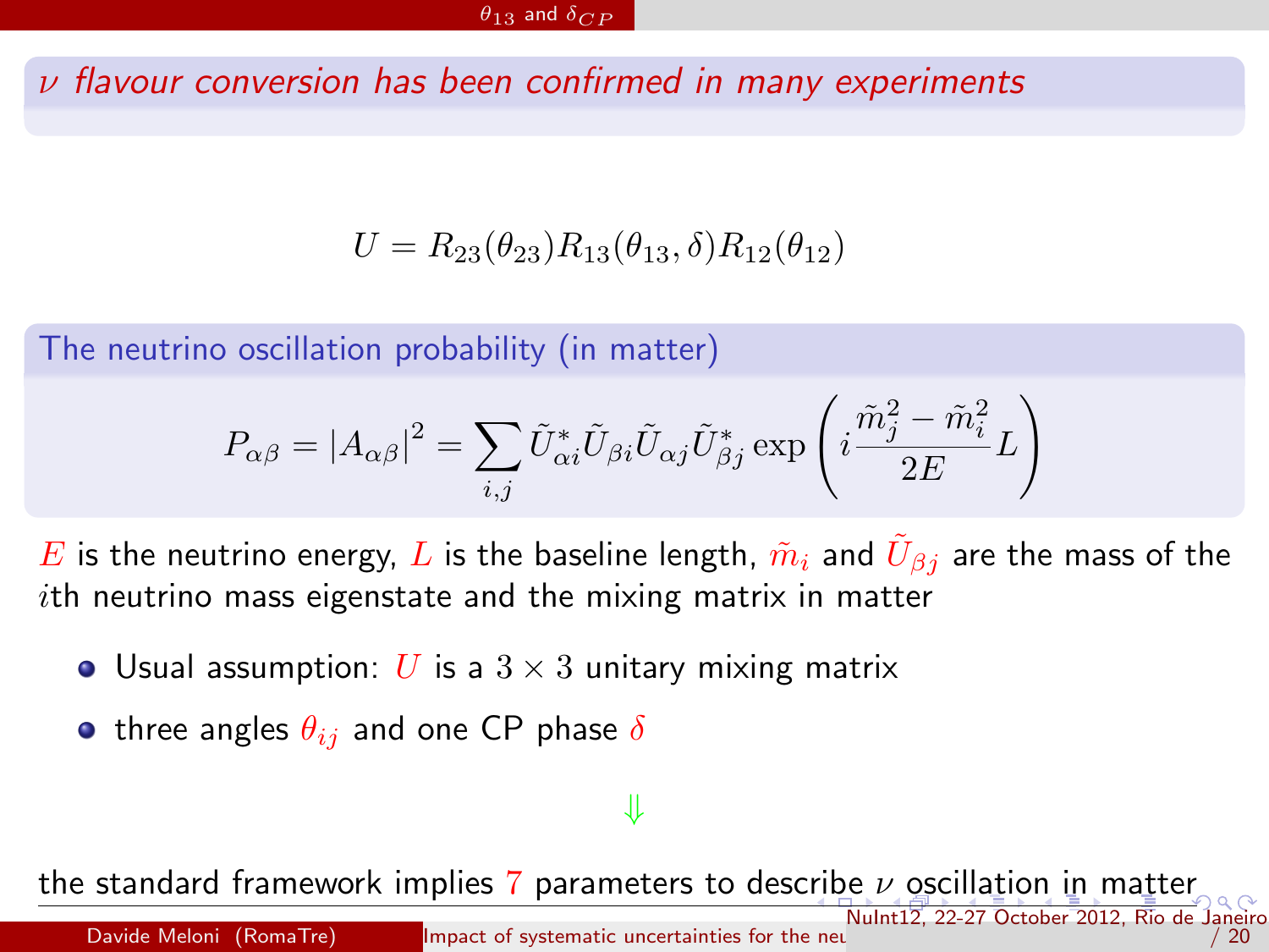## $\nu$ *flavour conversion has been confirmed in many experiments*

$$U = R_{23}(\theta_{23}) R_{13}(\theta_{13}, \delta) R_{12}(\theta_{12})$$

### The neutrino oscillation probability (in matter)

$$P_{\alpha\beta} = |A_{\alpha\beta}|^2 = \sum_{i,j} \tilde{U}^*_{\alpha i} \tilde{U}_{\beta i} \tilde{U}_{\alpha j} \tilde{U}^*_{\beta j} \exp\left( i \frac{\tilde{m}_j^2 - \tilde{m}_i^2}{2E} L \right)$$

$E$ is the neutrino energy, $L$ is the baseline length, $\tilde{m}_i$ and $\tilde{U}_{\beta j}$ are the mass of the $i$th neutrino mass eigenstate and the mixing matrix in matter

- Usual assumption: $U$ is a $3 \times 3$ unitary mixing matrix
- three angles $\theta_{ij}$ and one CP phase $\delta$

$$\Downarrow$$

the standard framework implies $7$ parameters to describe $\nu$ oscillation in matter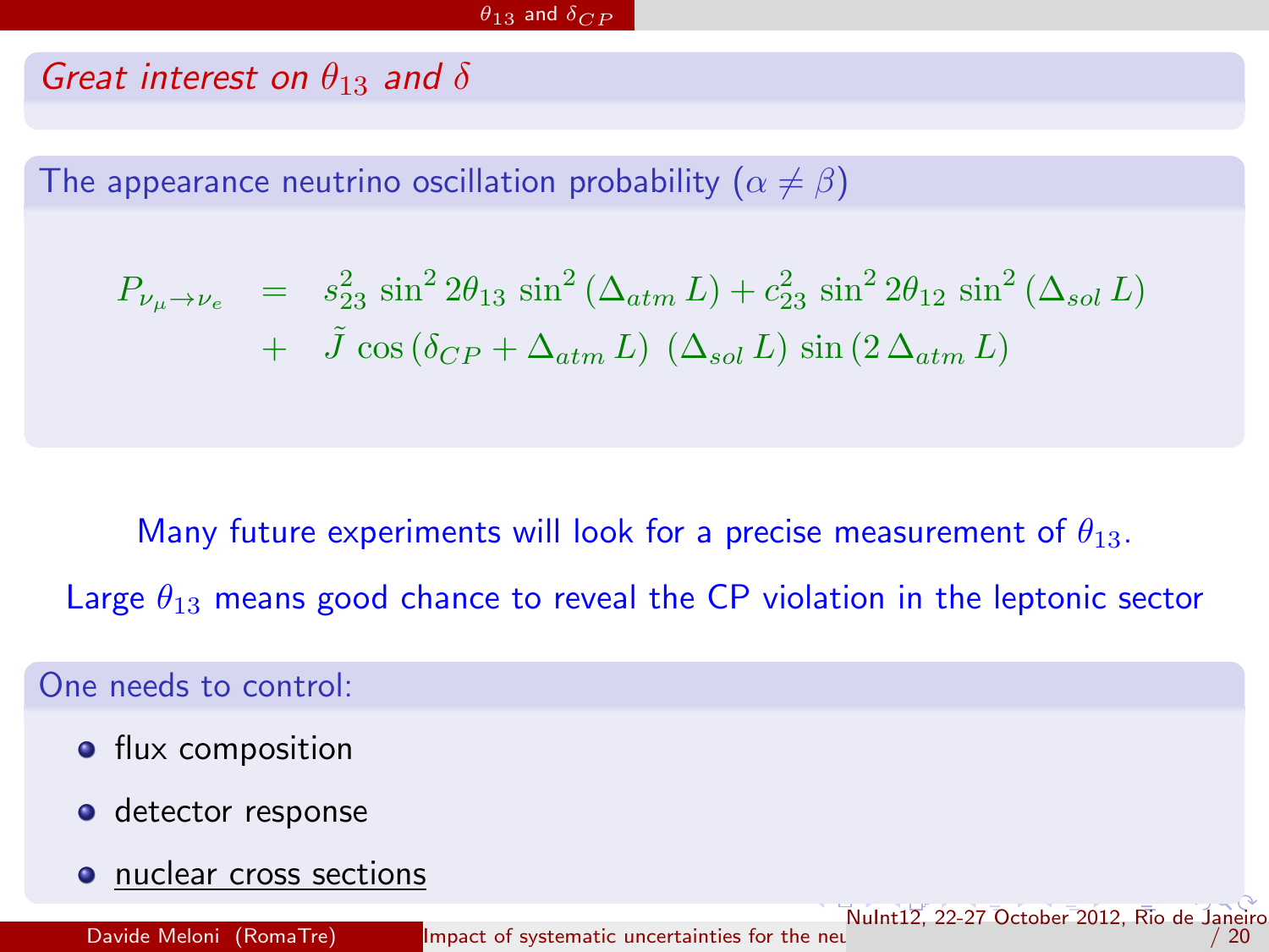## Great interest on $\theta_{13}$ and $\delta$

### The appearance neutrino oscillation probability ($\alpha \neq \beta$)

$$
\begin{aligned}
P_{\nu_\mu \to \nu_e} &= s_{23}^2 \sin^2 2\theta_{13} \sin^2(\Delta_{atm} L) + c_{23}^2 \sin^2 2\theta_{12} \sin^2(\Delta_{sol} L) \\
&+ \tilde{J} \cos(\delta_{CP} + \Delta_{atm} L) \, (\Delta_{sol} L) \sin(2\Delta_{atm} L)
\end{aligned}
$$

Many future experiments will look for a precise measurement of $\theta_{13}$.

Large $\theta_{13}$ means good chance to reveal the CP violation in the leptonic sector

### One needs to control:

- flux composition
- detector response
- nuclear cross sections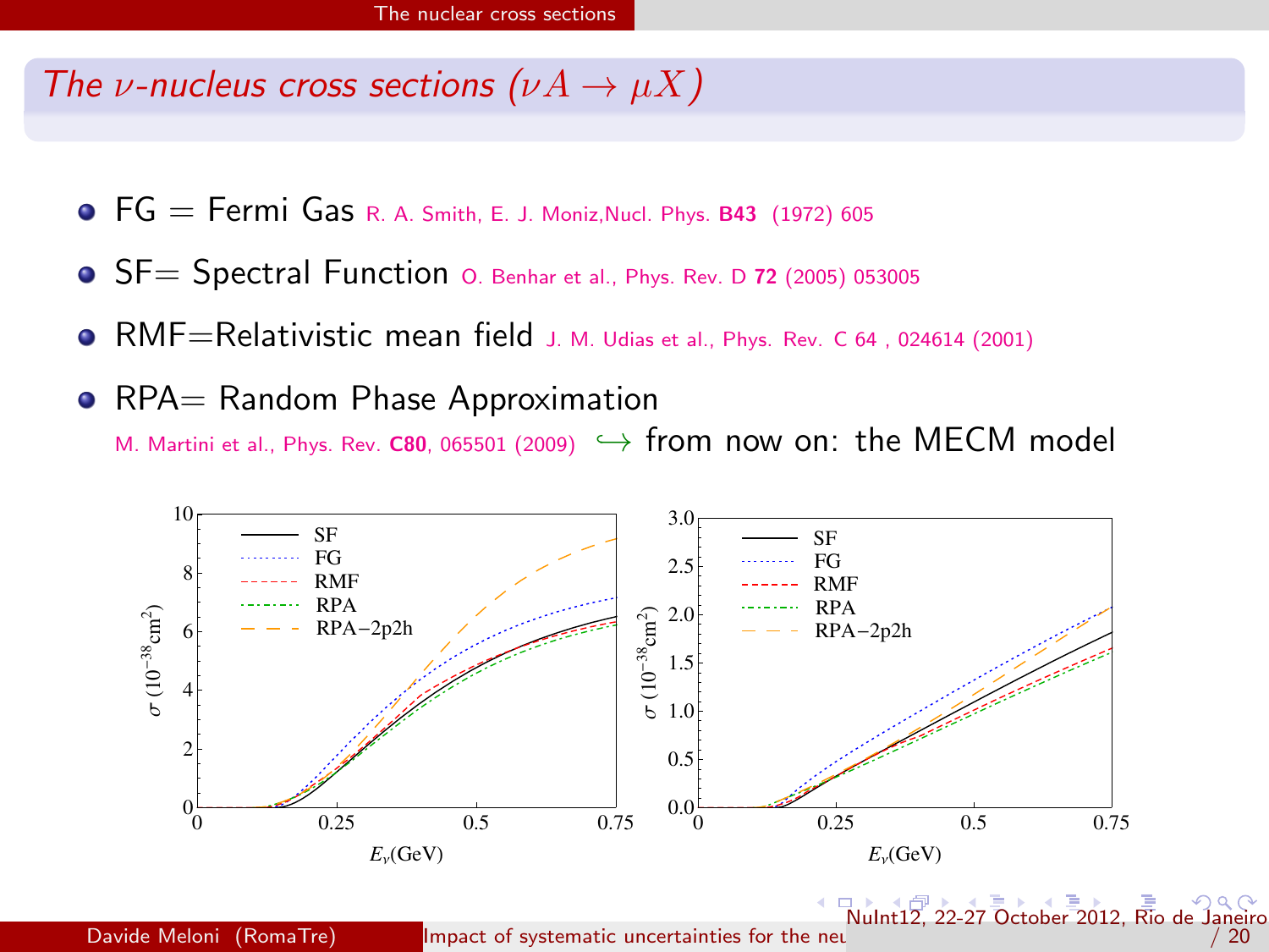## The $\nu$-nucleus cross sections ($\nu A \to \mu X$)

- FG = Fermi Gas R. A. Smith, E. J. Moniz, Nucl. Phys. **B43** (1972) 605
- SF= Spectral Function O. Benhar et al., Phys. Rev. D **72** (2005) 053005
- RMF=Relativistic mean field J. M. Udias et al., Phys. Rev. C 64 , 024614 (2001)
- RPA= Random Phase Approximation
  M. Martini et al., Phys. Rev. **C80**, 065501 (2009) $\hookrightarrow$ from now on: the MECM model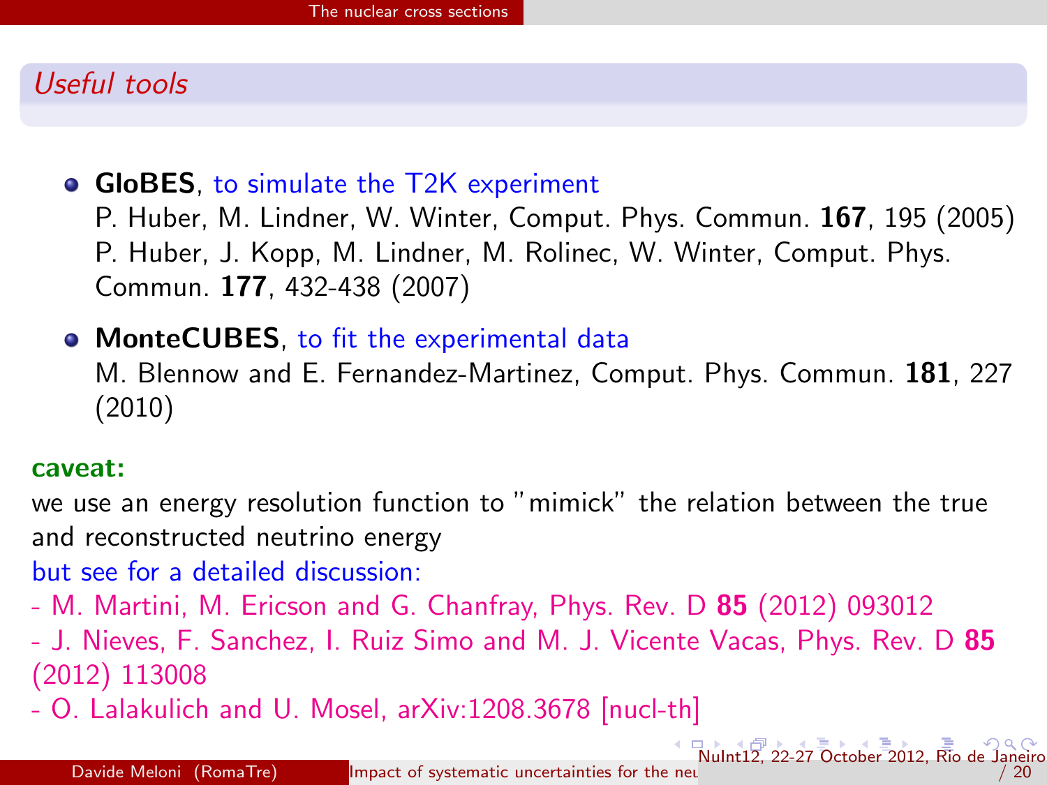## Useful tools

- **GloBES**, to simulate the T2K experiment
  P. Huber, M. Lindner, W. Winter, Comput. Phys. Commun. **167**, 195 (2005)
  P. Huber, J. Kopp, M. Lindner, M. Rolinec, W. Winter, Comput. Phys. Commun. **177**, 432-438 (2007)
- **MonteCUBES**, to fit the experimental data
  M. Blennow and E. Fernandez-Martinez, Comput. Phys. Commun. **181**, 227 (2010)

**caveat:**

we use an energy resolution function to "mimick" the relation between the true and reconstructed neutrino energy

but see for a detailed discussion:

- M. Martini, M. Ericson and G. Chanfray, Phys. Rev. D **85** (2012) 093012
- J. Nieves, F. Sanchez, I. Ruiz Simo and M. J. Vicente Vacas, Phys. Rev. D **85** (2012) 113008
- O. Lalakulich and U. Mosel, arXiv:1208.3678 [nucl-th]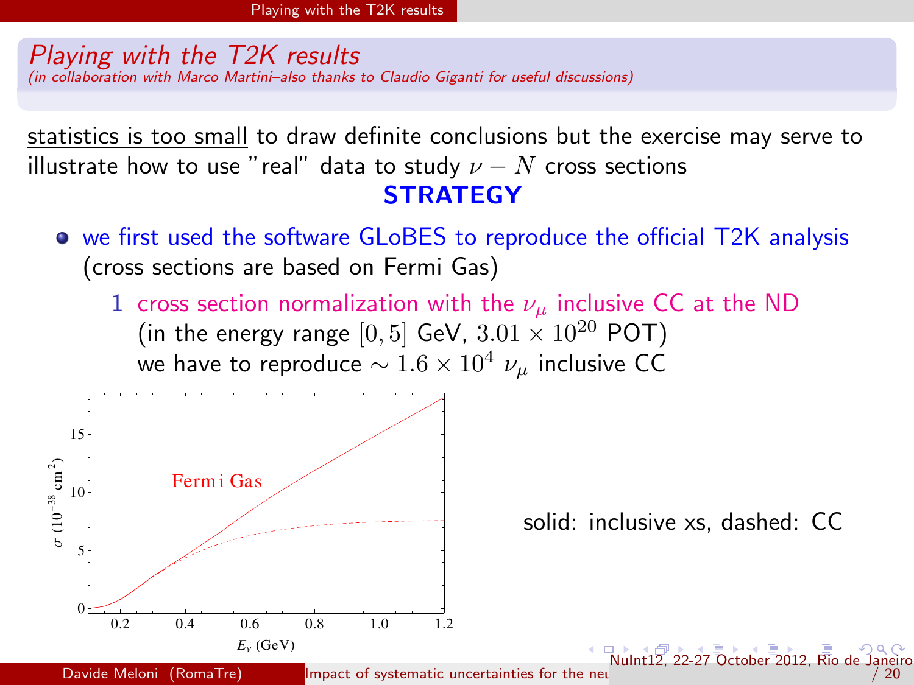# *Playing with the T2K results*

*(in collaboration with Marco Martini–also thanks to Claudio Giganti for useful discussions)*

statistics is too small to draw definite conclusions but the exercise may serve to illustrate how to use "real" data to study $\nu - N$ cross sections

**STRATEGY**

- we first used the software GLoBES to reproduce the official T2K analysis (cross sections are based on Fermi Gas)
  1. cross section normalization with the $\nu_\mu$ inclusive CC at the ND (in the energy range $[0, 5]$ GeV, $3.01 \times 10^{20}$ POT) we have to reproduce $\sim 1.6 \times 10^4$ $\nu_\mu$ inclusive CC

solid: inclusive xs, dashed: CC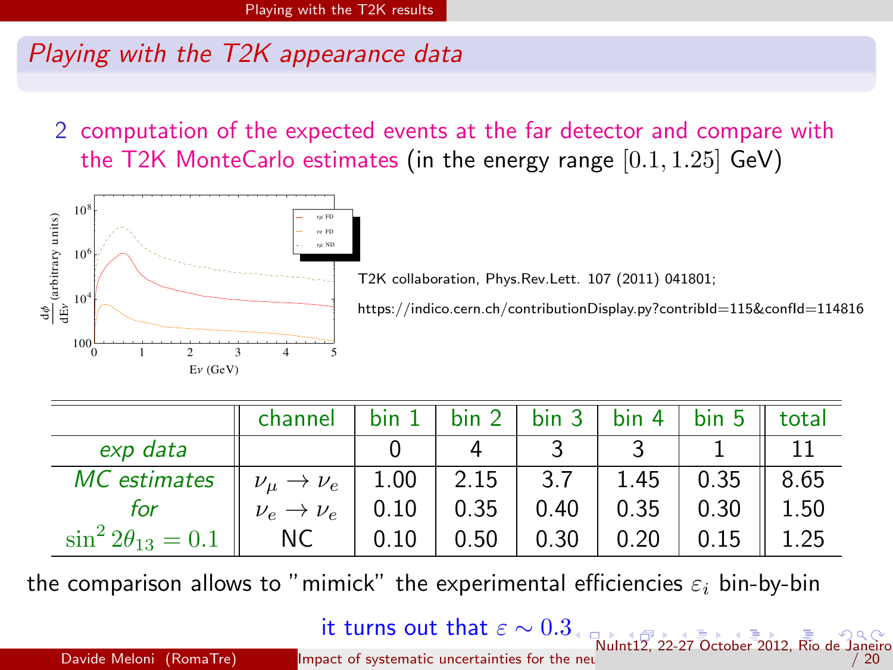## Playing with the T2K appearance data

2. computation of the expected events at the far detector and compare with the T2K MonteCarlo estimates (in the energy range $[0.1, 1.25]$ GeV)

T2K collaboration, Phys.Rev.Lett. 107 (2011) 041801;

https://indico.cern.ch/contributionDisplay.py?contribId=115&confId=114816

| | channel | bin 1 | bin 2 | bin 3 | bin 4 | bin 5 | total |
|---|---|---|---|---|---|---|---|
| *exp data* | | 0 | 4 | 3 | 3 | 1 | 11 |
| *MC estimates* | $\nu_\mu \to \nu_e$ | 1.00 | 2.15 | 3.7 | 1.45 | 0.35 | 8.65 |
| *for* | $\nu_e \to \nu_e$ | 0.10 | 0.35 | 0.40 | 0.35 | 0.30 | 1.50 |
| $\sin^2 2\theta_{13} = 0.1$ | NC | 0.10 | 0.50 | 0.30 | 0.20 | 0.15 | 1.25 |

the comparison allows to "mimick" the experimental efficiencies $\varepsilon_i$ bin-by-bin

it turns out that $\varepsilon \sim 0.3$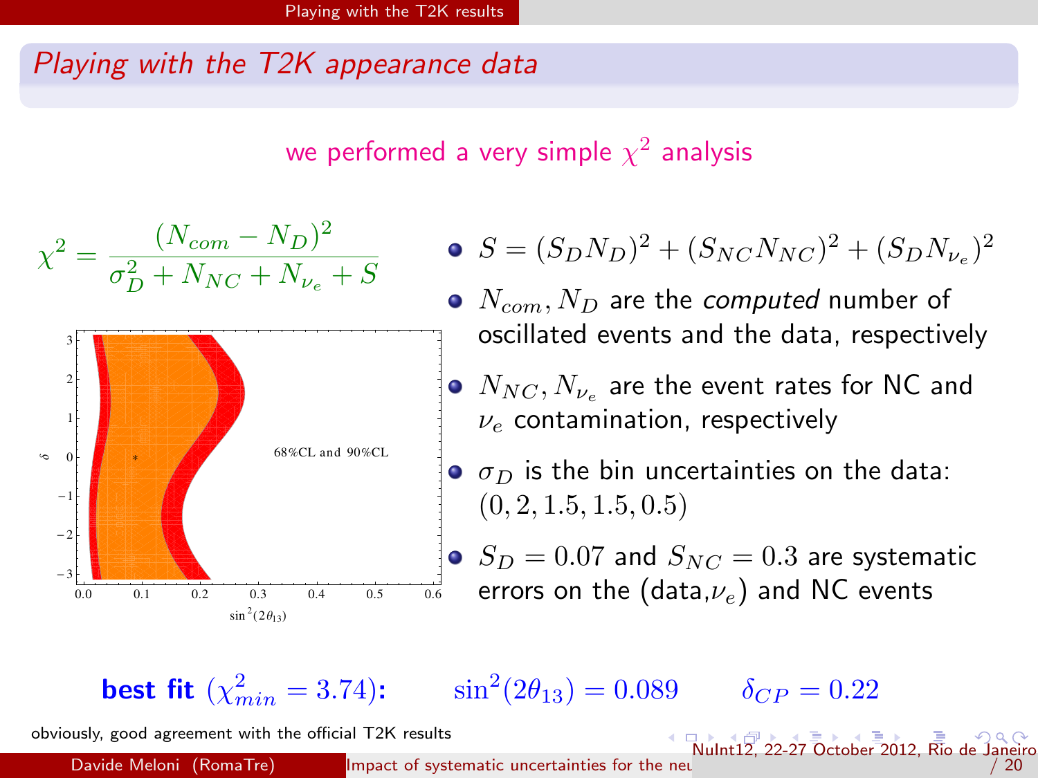## Playing with the T2K appearance data

we performed a very simple $\chi^2$ analysis

$$\chi^2 = \frac{(N_{com} - N_D)^2}{\sigma_D^2 + N_{NC} + N_{\nu_e} + S}$$

- $S = (S_D N_D)^2 + (S_{NC} N_{NC})^2 + (S_D N_{\nu_e})^2$
- $N_{com}, N_D$ are the *computed* number of oscillated events and the data, respectively
- $N_{NC}, N_{\nu_e}$ are the event rates for NC and $\nu_e$ contamination, respectively
- $\sigma_D$ is the bin uncertainties on the data: $(0, 2, 1.5, 1.5, 0.5)$
- $S_D = 0.07$ and $S_{NC} = 0.3$ are systematic errors on the (data,$\nu_e$) and NC events

68%CL and 90%CL

**best fit ($\chi^2_{min} = 3.74$):** $\sin^2(2\theta_{13}) = 0.089$ $\delta_{CP} = 0.22$

obviously, good agreement with the official T2K results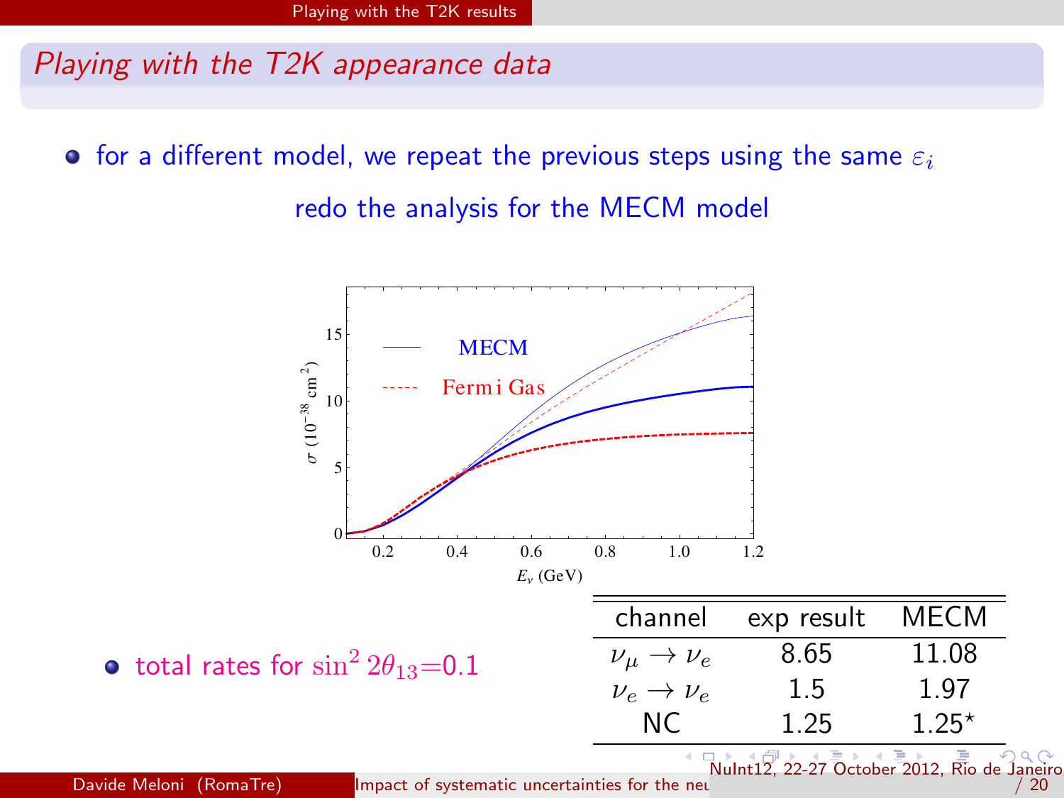## *Playing with the T2K appearance data*

- for a different model, we repeat the previous steps using the same $\varepsilon_i$

  redo the analysis for the MECM model

- total rates for $\sin^2 2\theta_{13}$=0.1

| channel | exp result | MECM |
|---|---|---|
| $\nu_\mu \to \nu_e$ | 8.65 | 11.08 |
| $\nu_e \to \nu_e$ | 1.5 | 1.97 |
| NC | 1.25 | 1.25$^\star$ |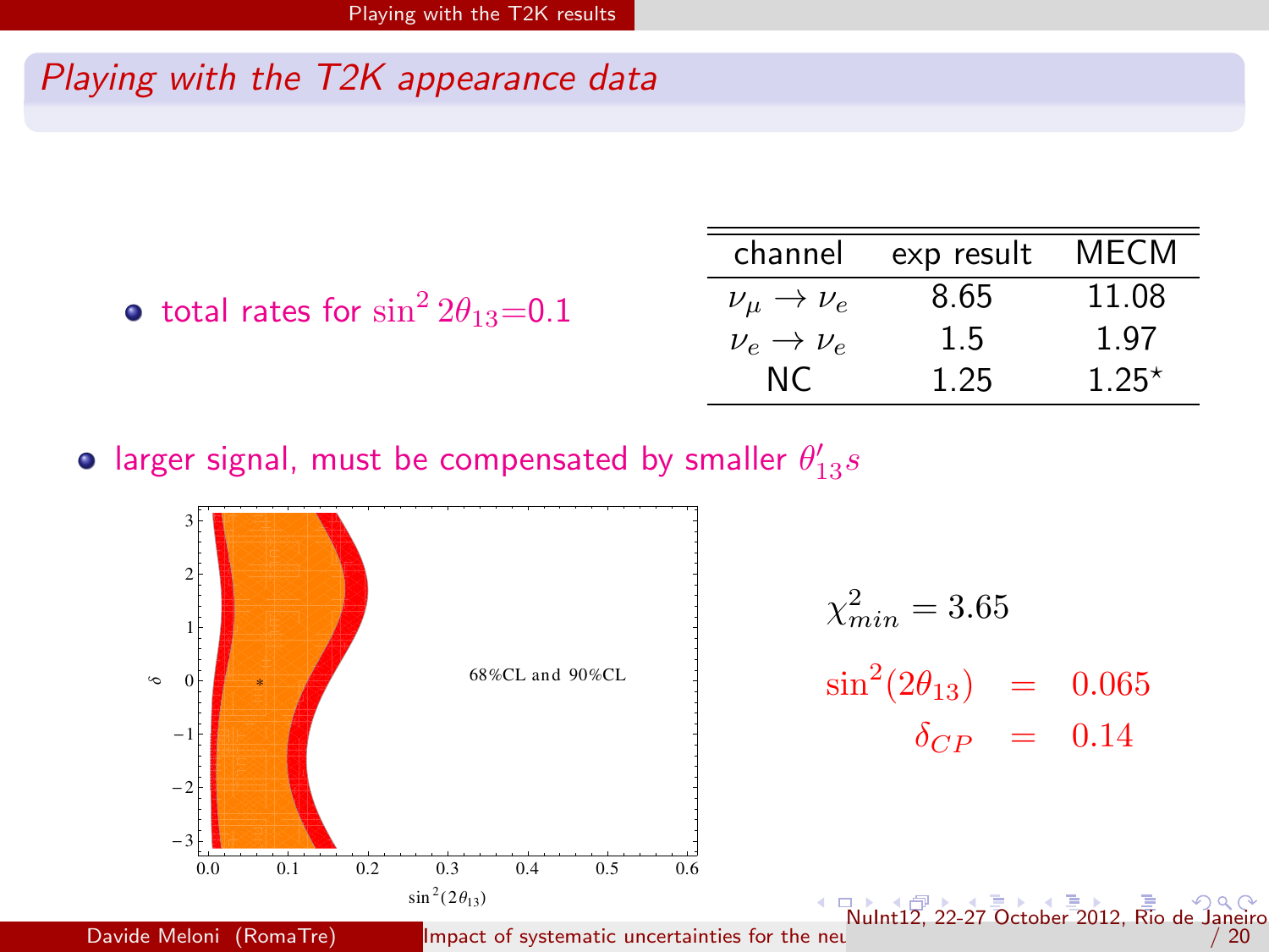## Playing with the T2K appearance data

- total rates for $\sin^2 2\theta_{13}$=0.1

| channel | exp result | MECM |
|---|---|---|
| $\nu_\mu \to \nu_e$ | 8.65 | 11.08 |
| $\nu_e \to \nu_e$ | 1.5 | 1.97 |
| NC | 1.25 | 1.25$^\star$ |

- larger signal, must be compensated by smaller $\theta_{13}'s$

68%CL and 90%CL

$$\chi^2_{min} = 3.65$$

$$\sin^2(2\theta_{13}) = 0.065$$

$$\delta_{CP} = 0.14$$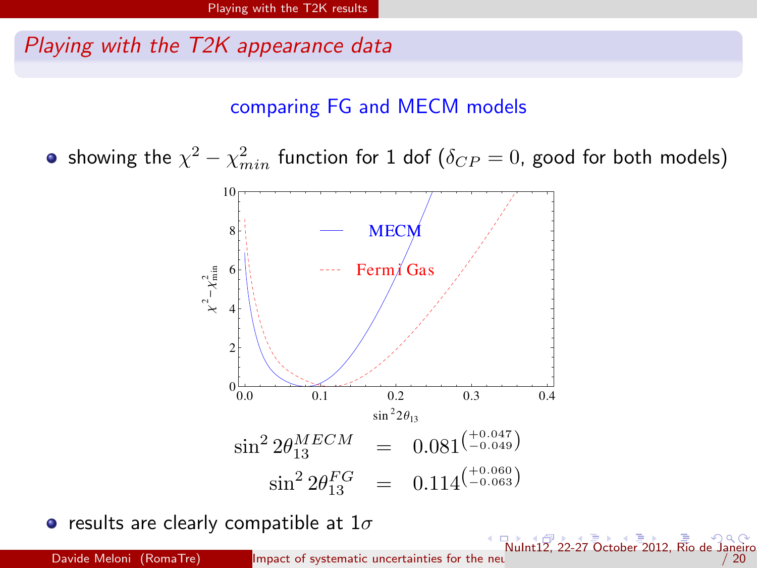## Playing with the T2K appearance data

comparing FG and MECM models

- showing the $\chi^2 - \chi^2_{min}$ function for 1 dof ($\delta_{CP} = 0$, good for both models)

$$\sin^2 2\theta_{13}^{MECM} = 0.081^{\left(+0.047 \atop -0.049\right)}$$

$$\sin^2 2\theta_{13}^{FG} = 0.114^{\left(+0.060 \atop -0.063\right)}$$

- results are clearly compatible at $1\sigma$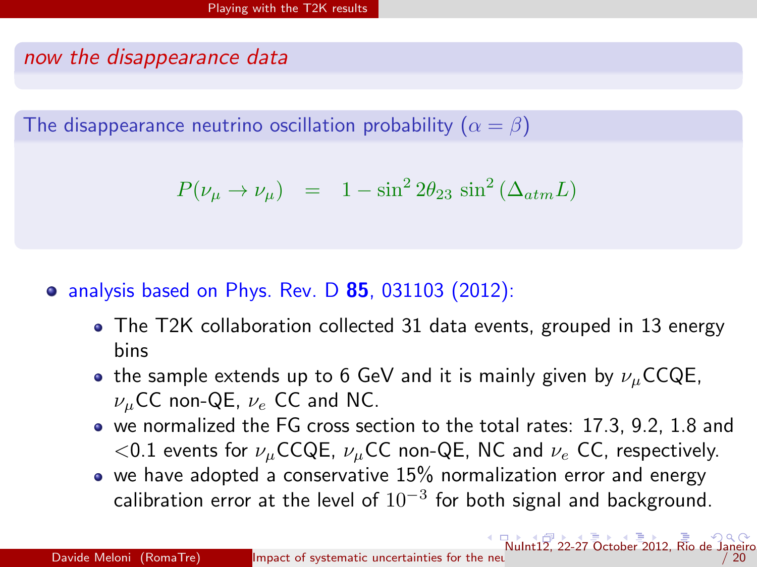*now the disappearance data*

The disappearance neutrino oscillation probability ($\alpha = \beta$)

$$P(\nu_\mu \to \nu_\mu) \quad = \quad 1 - \sin^2 2\theta_{23} \, \sin^2 (\Delta_{atm} L)$$

- analysis based on Phys. Rev. D **85**, 031103 (2012):
  - The T2K collaboration collected 31 data events, grouped in 13 energy bins
  - the sample extends up to 6 GeV and it is mainly given by $\nu_\mu$CCQE, $\nu_\mu$CC non-QE, $\nu_e$ CC and NC.
  - we normalized the FG cross section to the total rates: 17.3, 9.2, 1.8 and <0.1 events for $\nu_\mu$CCQE, $\nu_\mu$CC non-QE, NC and $\nu_e$ CC, respectively.
  - we have adopted a conservative 15% normalization error and energy calibration error at the level of $10^{-3}$ for both signal and background.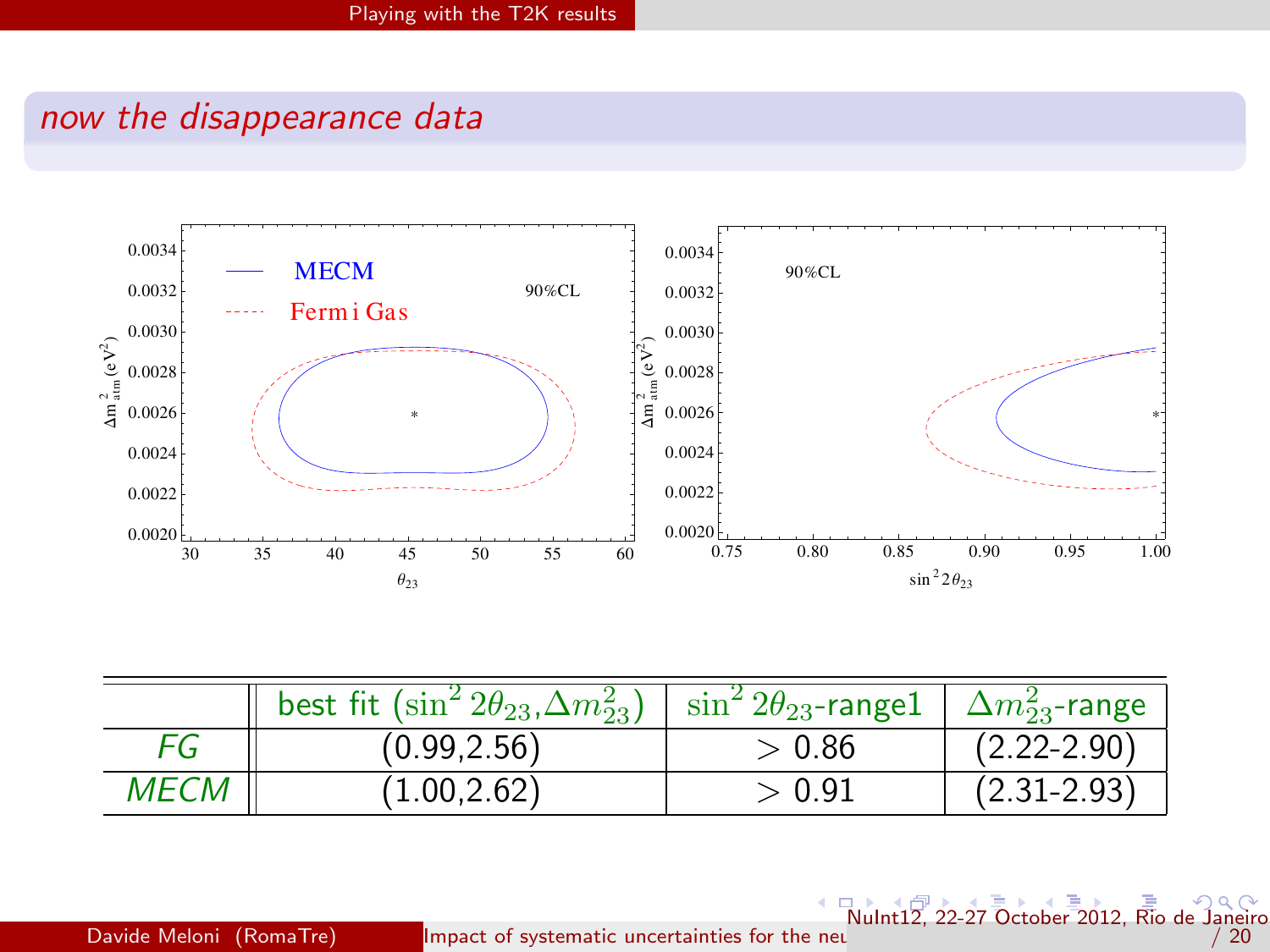## now the disappearance data

| | best fit $(\sin^2 2\theta_{23}, \Delta m^2_{23})$ | $\sin^2 2\theta_{23}$-range1 | $\Delta m^2_{23}$-range |
|---|---|---|---|
| *FG* | (0.99,2.56) | $> 0.86$ | (2.22-2.90) |
| *MECM* | (1.00,2.62) | $> 0.91$ | (2.31-2.93) |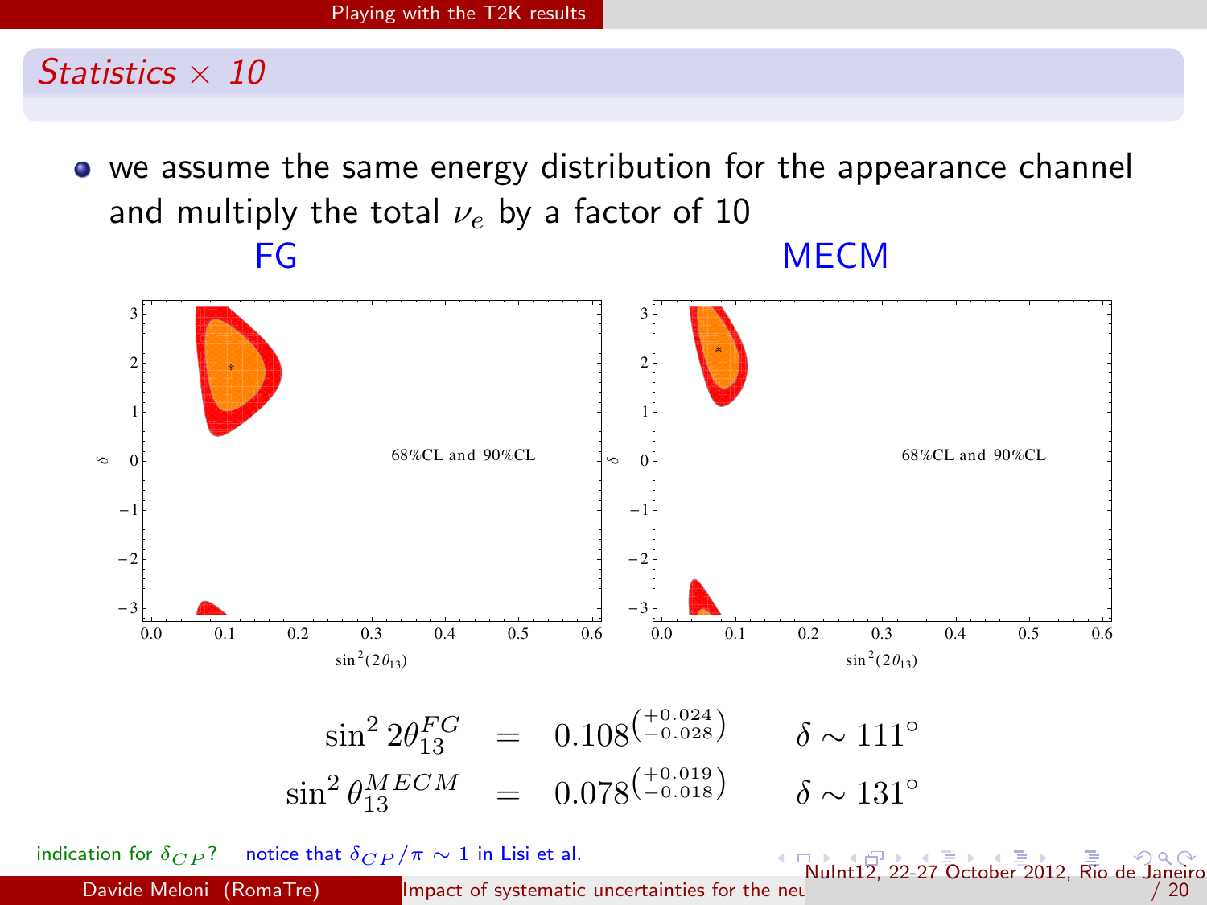## *Statistics × 10*

- we assume the same energy distribution for the appearance channel and multiply the total $\nu_e$ by a factor of 10

FG | MECM

68%CL and 90%CL

$$\sin^2 2\theta_{13}^{FG} = 0.108\left(^{+0.024}_{-0.028}\right) \qquad \delta \sim 111^\circ$$

$$\sin^2 \theta_{13}^{MECM} = 0.078\left(^{+0.019}_{-0.018}\right) \qquad \delta \sim 131^\circ$$

indication for $\delta_{CP}$? notice that $\delta_{CP}/\pi \sim 1$ in Lisi et al.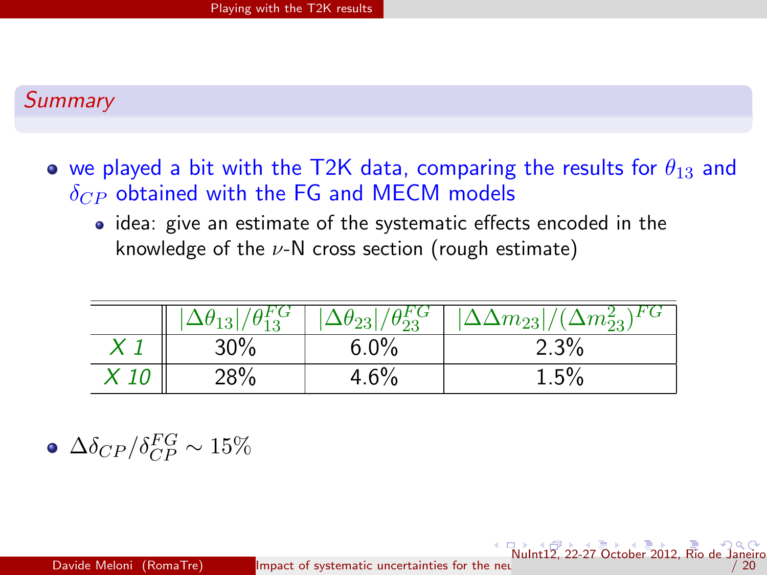## *Summary*

- we played a bit with the T2K data, comparing the results for $\theta_{13}$ and $\delta_{CP}$ obtained with the FG and MECM models
  - idea: give an estimate of the systematic effects encoded in the knowledge of the $\nu$-N cross section (rough estimate)

| | $\lvert\Delta\theta_{13}\rvert/\theta_{13}^{FG}$ | $\lvert\Delta\theta_{23}\rvert/\theta_{23}^{FG}$ | $\lvert\Delta\Delta m_{23}\rvert/(\Delta m_{23}^2)^{FG}$ |
|---|---|---|---|
| *X 1* | 30% | 6.0% | 2.3% |
| *X 10* | 28% | 4.6% | 1.5% |

- $\Delta\delta_{CP}/\delta_{CP}^{FG} \sim 15\%$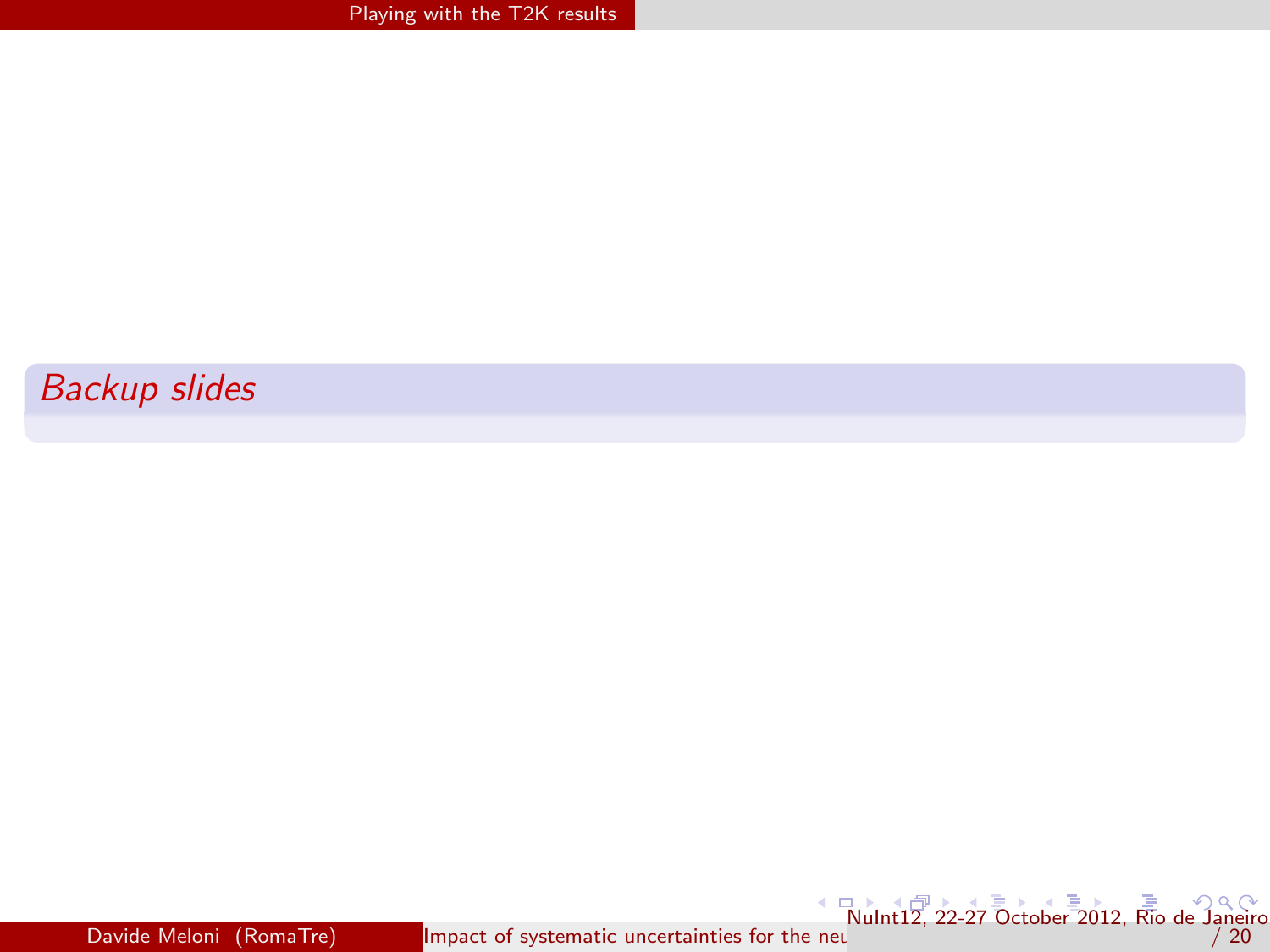## *Backup slides*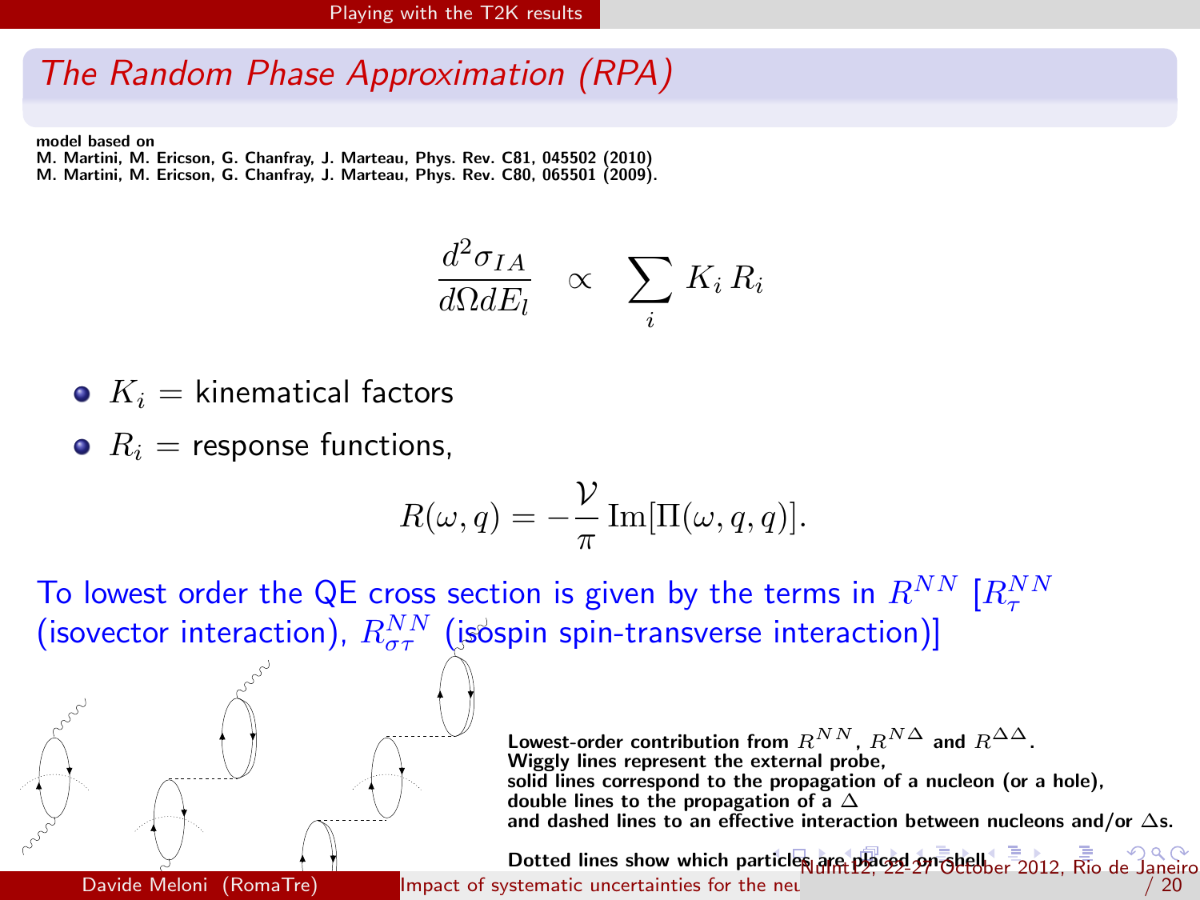## *The Random Phase Approximation (RPA)*

**model based on**
**M. Martini, M. Ericson, G. Chanfray, J. Marteau, Phys. Rev. C81, 045502 (2010)**
**M. Martini, M. Ericson, G. Chanfray, J. Marteau, Phys. Rev. C80, 065501 (2009).**

$$\frac{d^2\sigma_{IA}}{d\Omega dE_l} \quad \propto \quad \sum_i K_i \, R_i$$

- $K_i$ = kinematical factors
- $R_i$ = response functions,

$$R(\omega, q) = -\frac{\mathcal{V}}{\pi} \, \mathrm{Im}[\Pi(\omega, q, q)].$$

To lowest order the QE cross section is given by the terms in $R^{NN}$ [$R^{NN}_{\tau}$ (isovector interaction), $R^{NN}_{\sigma\tau}$ (isospin spin-transverse interaction)]

**Lowest-order contribution from $R^{NN}$, $R^{N\Delta}$ and $R^{\Delta\Delta}$.**
**Wiggly lines represent the external probe,**
**solid lines correspond to the propagation of a nucleon (or a hole),**
**double lines to the propagation of a $\Delta$**
**and dashed lines to an effective interaction between nucleons and/or $\Delta$s.**

**Dotted lines show which particles are placed on-shell**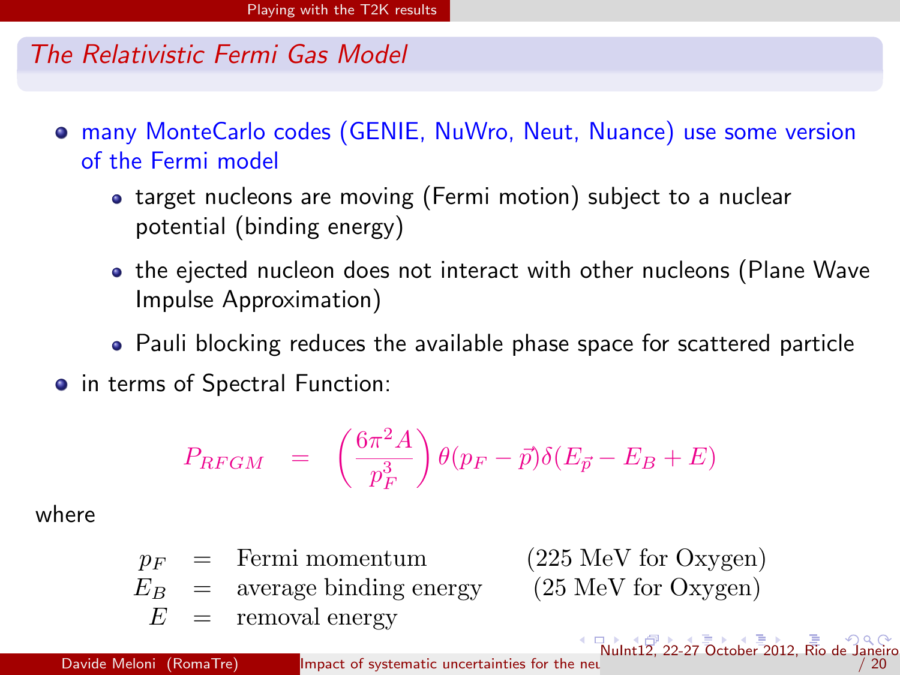## The Relativistic Fermi Gas Model

- many MonteCarlo codes (GENIE, NuWro, Neut, Nuance) use some version of the Fermi model
  - target nucleons are moving (Fermi motion) subject to a nuclear potential (binding energy)
  - the ejected nucleon does not interact with other nucleons (Plane Wave Impulse Approximation)
  - Pauli blocking reduces the available phase space for scattered particle
- in terms of Spectral Function:

$$P_{RFGM} = \left(\frac{6\pi^2 A}{p_F^3}\right)\theta(p_F - \vec{p})\delta(E_{\vec{p}} - E_B + E)$$

where

$$\begin{array}{rcll} p_F & = & \text{Fermi momentum} & \text{(225 MeV for Oxygen)} \\ E_B & = & \text{average binding energy} & \text{(25 MeV for Oxygen)} \\ E & = & \text{removal energy} & \end{array}$$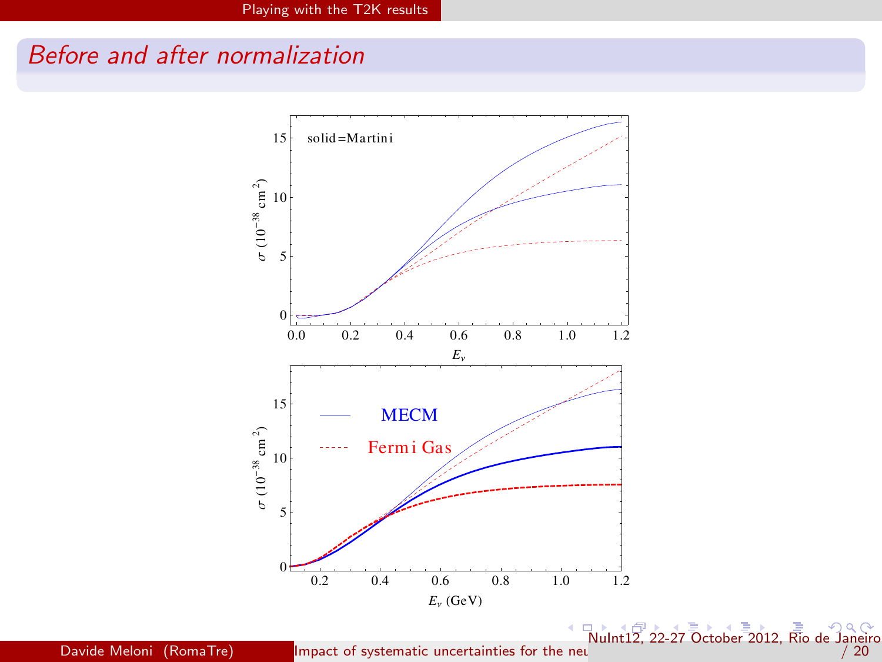## Before and after normalization

solid=Martini

$\sigma$ ($10^{-38}$ cm$^2$)

15

10

5

0

0.0 0.2 0.4 0.6 0.8 1.0 1.2

$E_\nu$

MECM

Fermi Gas

$\sigma$ ($10^{-38}$ cm$^2$)

15

10

5

0

0.2 0.4 0.6 0.8 1.0 1.2

$E_\nu$ (GeV)